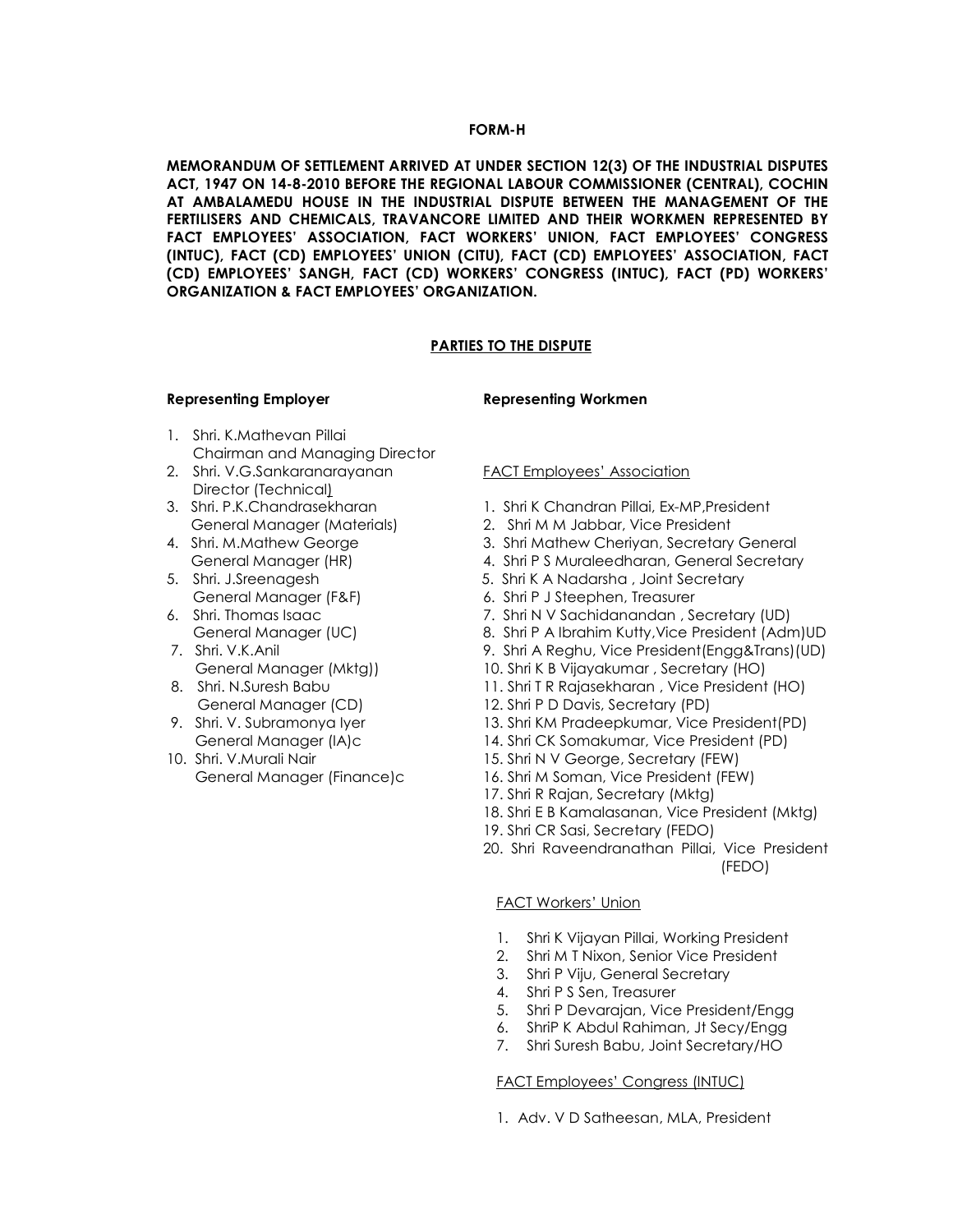**FORM-H**

**MEMORANDUM OF SETTLEMENT ARRIVED AT UNDER SECTION 12(3) OF THE INDUSTRIAL DISPUTES ACT, 1947 ON 14-8-2010 BEFORE THE REGIONAL LABOUR COMMISSIONER (CENTRAL), COCHIN AT AMBALAMEDU HOUSE IN THE INDUSTRIAL DISPUTE BETWEEN THE MANAGEMENT OF THE FERTILISERS AND CHEMICALS, TRAVANCORE LIMITED AND THEIR WORKMEN REPRESENTED BY FACT EMPLOYEES' ASSOCIATION, FACT WORKERS' UNION, FACT EMPLOYEES' CONGRESS (INTUC), FACT (CD) EMPLOYEES' UNION (CITU), FACT (CD) EMPLOYEES' ASSOCIATION, FACT (CD) EMPLOYEES' SANGH, FACT (CD) WORKERS' CONGRESS (INTUC), FACT (PD) WORKERS' ORGANIZATION & FACT EMPLOYEES' ORGANIZATION.**

**PARTIES TO THE DISPUTE**

**Representing Employer**

1. Shri. K.Mathevan Pillai
   Chairman and Managing Director
2. Shri. V.G.Sankaranarayanan
   Director (Technical)
3. Shri. P.K.Chandrasekharan
   General Manager (Materials)
4. Shri. M.Mathew George
   General Manager (HR)
5. Shri. J.Sreenagesh
   General Manager (F&F)
6. Shri. Thomas Isaac
   General Manager (UC)
7. Shri. V.K.Anil
   General Manager (Mktg))
8. Shri. N.Suresh Babu
   General Manager (CD)
9. Shri. V. Subramonya Iyer
   General Manager (IA)c
10. Shri. V.Murali Nair
    General Manager (Finance)c

**Representing Workmen**

FACT Employees' Association

1. Shri K Chandran Pillai, Ex-MP,President
2. Shri M M Jabbar, Vice President
3. Shri Mathew Cheriyan, Secretary General
4. Shri P S Muraleedharan, General Secretary
5. Shri K A Nadarsha , Joint Secretary
6. Shri P J Steephen, Treasurer
7. Shri N V Sachidanandan , Secretary (UD)
8. Shri P A Ibrahim Kutty,Vice President (Adm)UD
9. Shri A Reghu, Vice President(Engg&Trans)(UD)
10. Shri K B Vijayakumar , Secretary (HO)
11. Shri T R Rajasekharan , Vice President (HO)
12. Shri P D Davis, Secretary (PD)
13. Shri KM Pradeepkumar, Vice President(PD)
14. Shri CK Somakumar, Vice President (PD)
15. Shri N V George, Secretary (FEW)
16. Shri M Soman, Vice President (FEW)
17. Shri R Rajan, Secretary (Mktg)
18. Shri E B Kamalasanan, Vice President (Mktg)
19. Shri CR Sasi, Secretary (FEDO)
20. Shri Raveendranathan Pillai, Vice President (FEDO)

FACT Workers' Union

1. Shri K Vijayan Pillai, Working President
2. Shri M T Nixon, Senior Vice President
3. Shri P Viju, General Secretary
4. Shri P S Sen, Treasurer
5. Shri P Devarajan, Vice President/Engg
6. ShriP K Abdul Rahiman, Jt Secy/Engg
7. Shri Suresh Babu, Joint Secretary/HO

FACT Employees' Congress (INTUC)

1. Adv. V D Satheesan, MLA, President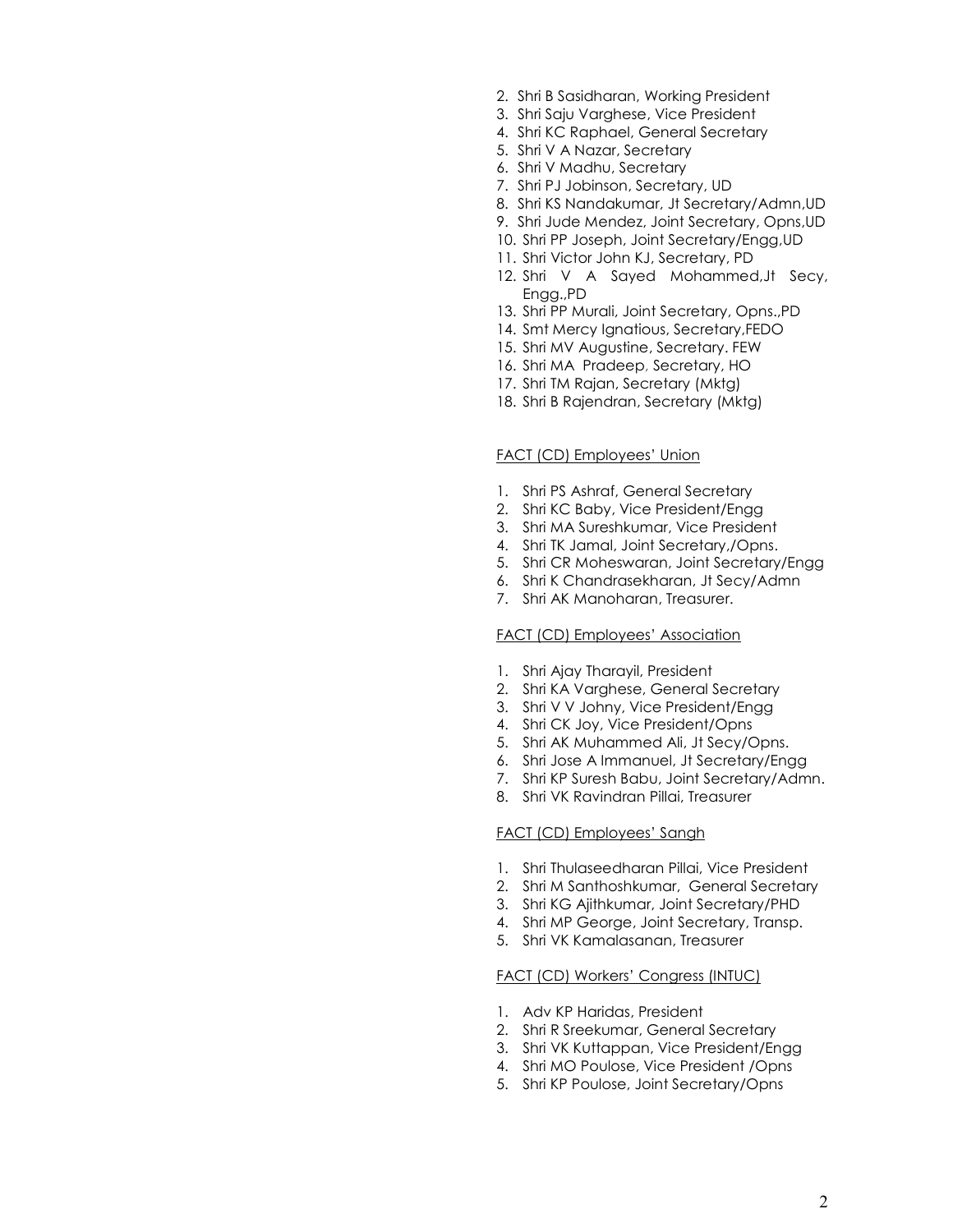2. Shri B Sasidharan, Working President
3. Shri Saju Varghese, Vice President
4. Shri KC Raphael, General Secretary
5. Shri V A Nazar, Secretary
6. Shri V Madhu, Secretary
7. Shri PJ Jobinson, Secretary, UD
8. Shri KS Nandakumar, Jt Secretary/Admn,UD
9. Shri Jude Mendez, Joint Secretary, Opns,UD
10. Shri PP Joseph, Joint Secretary/Engg,UD
11. Shri Victor John KJ, Secretary, PD
12. Shri V A Sayed Mohammed,Jt Secy, Engg.,PD
13. Shri PP Murali, Joint Secretary, Opns.,PD
14. Smt Mercy Ignatious, Secretary,FEDO
15. Shri MV Augustine, Secretary. FEW
16. Shri MA Pradeep, Secretary, HO
17. Shri TM Rajan, Secretary (Mktg)
18. Shri B Rajendran, Secretary (Mktg)

<u>FACT (CD) Employees' Union</u>

1. Shri PS Ashraf, General Secretary
2. Shri KC Baby, Vice President/Engg
3. Shri MA Sureshkumar, Vice President
4. Shri TK Jamal, Joint Secretary,/Opns.
5. Shri CR Moheswaran, Joint Secretary/Engg
6. Shri K Chandrasekharan, Jt Secy/Admn
7. Shri AK Manoharan, Treasurer.

<u>FACT (CD) Employees' Association</u>

1. Shri Ajay Tharayil, President
2. Shri KA Varghese, General Secretary
3. Shri V V Johny, Vice President/Engg
4. Shri CK Joy, Vice President/Opns
5. Shri AK Muhammed Ali, Jt Secy/Opns.
6. Shri Jose A Immanuel, Jt Secretary/Engg
7. Shri KP Suresh Babu, Joint Secretary/Admn.
8. Shri VK Ravindran Pillai, Treasurer

<u>FACT (CD) Employees' Sangh</u>

1. Shri Thulaseedharan Pillai, Vice President
2. Shri M Santhoshkumar, General Secretary
3. Shri KG Ajithkumar, Joint Secretary/PHD
4. Shri MP George, Joint Secretary, Transp.
5. Shri VK Kamalasanan, Treasurer

<u>FACT (CD) Workers' Congress (INTUC)</u>

1. Adv KP Haridas, President
2. Shri R Sreekumar, General Secretary
3. Shri VK Kuttappan, Vice President/Engg
4. Shri MO Poulose, Vice President /Opns
5. Shri KP Poulose, Joint Secretary/Opns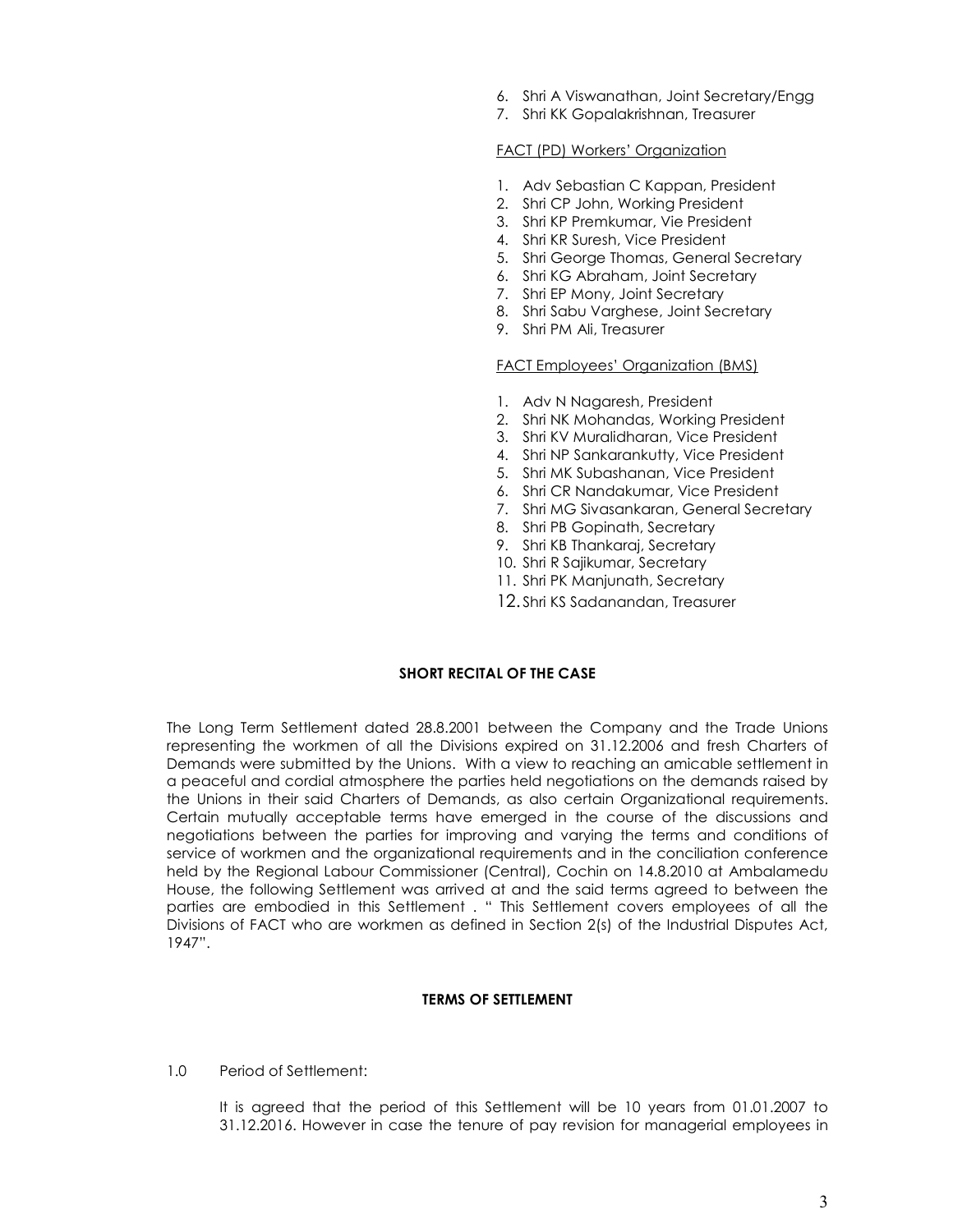6. Shri A Viswanathan, Joint Secretary/Engg
7. Shri KK Gopalakrishnan, Treasurer

FACT (PD) Workers' Organization

1. Adv Sebastian C Kappan, President
2. Shri CP John, Working President
3. Shri KP Premkumar, Vie President
4. Shri KR Suresh, Vice President
5. Shri George Thomas, General Secretary
6. Shri KG Abraham, Joint Secretary
7. Shri EP Mony, Joint Secretary
8. Shri Sabu Varghese, Joint Secretary
9. Shri PM Ali, Treasurer

FACT Employees' Organization (BMS)

1. Adv N Nagaresh, President
2. Shri NK Mohandas, Working President
3. Shri KV Muralidharan, Vice President
4. Shri NP Sankarankutty, Vice President
5. Shri MK Subashanan, Vice President
6. Shri CR Nandakumar, Vice President
7. Shri MG Sivasankaran, General Secretary
8. Shri PB Gopinath, Secretary
9. Shri KB Thankaraj, Secretary
10. Shri R Sajikumar, Secretary
11. Shri PK Manjunath, Secretary
12. Shri KS Sadanandan, Treasurer

**SHORT RECITAL OF THE CASE**

The Long Term Settlement dated 28.8.2001 between the Company and the Trade Unions representing the workmen of all the Divisions expired on 31.12.2006 and fresh Charters of Demands were submitted by the Unions. With a view to reaching an amicable settlement in a peaceful and cordial atmosphere the parties held negotiations on the demands raised by the Unions in their said Charters of Demands, as also certain Organizational requirements. Certain mutually acceptable terms have emerged in the course of the discussions and negotiations between the parties for improving and varying the terms and conditions of service of workmen and the organizational requirements and in the conciliation conference held by the Regional Labour Commissioner (Central), Cochin on 14.8.2010 at Ambalamedu House, the following Settlement was arrived at and the said terms agreed to between the parties are embodied in this Settlement . " This Settlement covers employees of all the Divisions of FACT who are workmen as defined in Section 2(s) of the Industrial Disputes Act, 1947".

**TERMS OF SETTLEMENT**

1.0 Period of Settlement:

It is agreed that the period of this Settlement will be 10 years from 01.01.2007 to 31.12.2016. However in case the tenure of pay revision for managerial employees in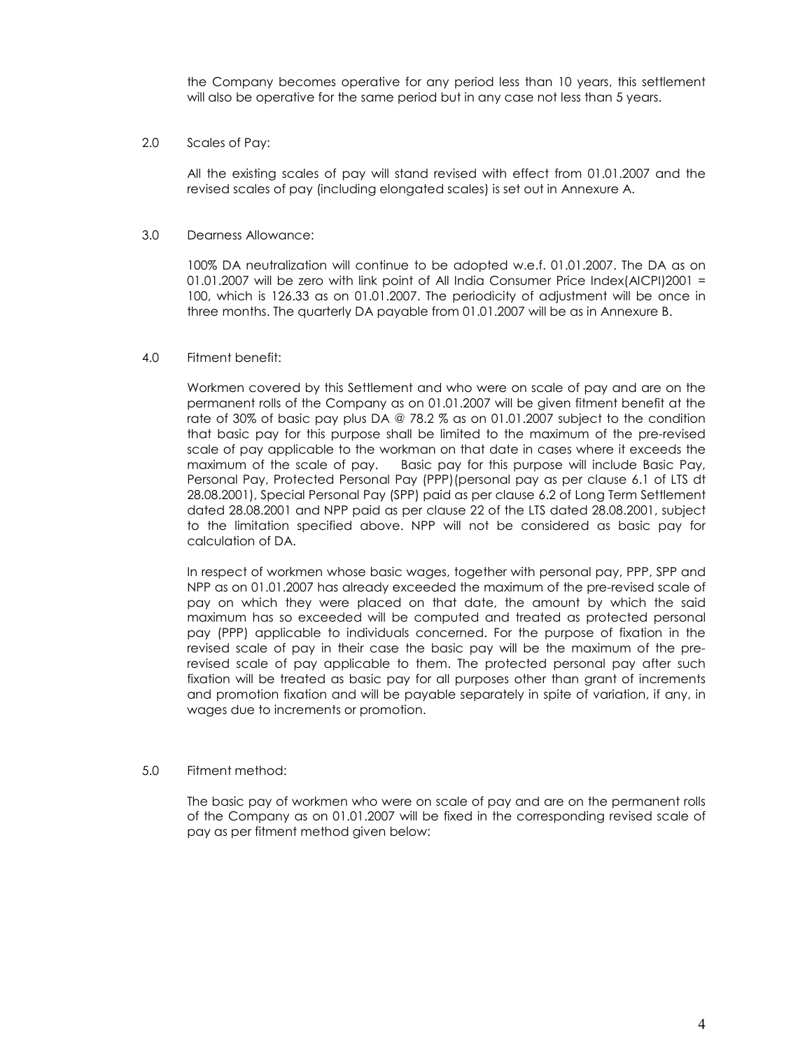the Company becomes operative for any period less than 10 years, this settlement will also be operative for the same period but in any case not less than 5 years.

2.0 Scales of Pay:

All the existing scales of pay will stand revised with effect from 01.01.2007 and the revised scales of pay (including elongated scales) is set out in Annexure A.

3.0 Dearness Allowance:

100% DA neutralization will continue to be adopted w.e.f. 01.01.2007. The DA as on 01.01.2007 will be zero with link point of All India Consumer Price Index(AICPI)2001 = 100, which is 126.33 as on 01.01.2007. The periodicity of adjustment will be once in three months. The quarterly DA payable from 01.01.2007 will be as in Annexure B.

4.0 Fitment benefit:

Workmen covered by this Settlement and who were on scale of pay and are on the permanent rolls of the Company as on 01.01.2007 will be given fitment benefit at the rate of 30% of basic pay plus DA @ 78.2 % as on 01.01.2007 subject to the condition that basic pay for this purpose shall be limited to the maximum of the pre-revised scale of pay applicable to the workman on that date in cases where it exceeds the maximum of the scale of pay. Basic pay for this purpose will include Basic Pay, Personal Pay, Protected Personal Pay (PPP)(personal pay as per clause 6.1 of LTS dt 28.08.2001), Special Personal Pay (SPP) paid as per clause 6.2 of Long Term Settlement dated 28.08.2001 and NPP paid as per clause 22 of the LTS dated 28.08.2001, subject to the limitation specified above. NPP will not be considered as basic pay for calculation of DA.

In respect of workmen whose basic wages, together with personal pay, PPP, SPP and NPP as on 01.01.2007 has already exceeded the maximum of the pre-revised scale of pay on which they were placed on that date, the amount by which the said maximum has so exceeded will be computed and treated as protected personal pay (PPP) applicable to individuals concerned. For the purpose of fixation in the revised scale of pay in their case the basic pay will be the maximum of the pre-revised scale of pay applicable to them. The protected personal pay after such fixation will be treated as basic pay for all purposes other than grant of increments and promotion fixation and will be payable separately in spite of variation, if any, in wages due to increments or promotion.

5.0 Fitment method:

The basic pay of workmen who were on scale of pay and are on the permanent rolls of the Company as on 01.01.2007 will be fixed in the corresponding revised scale of pay as per fitment method given below: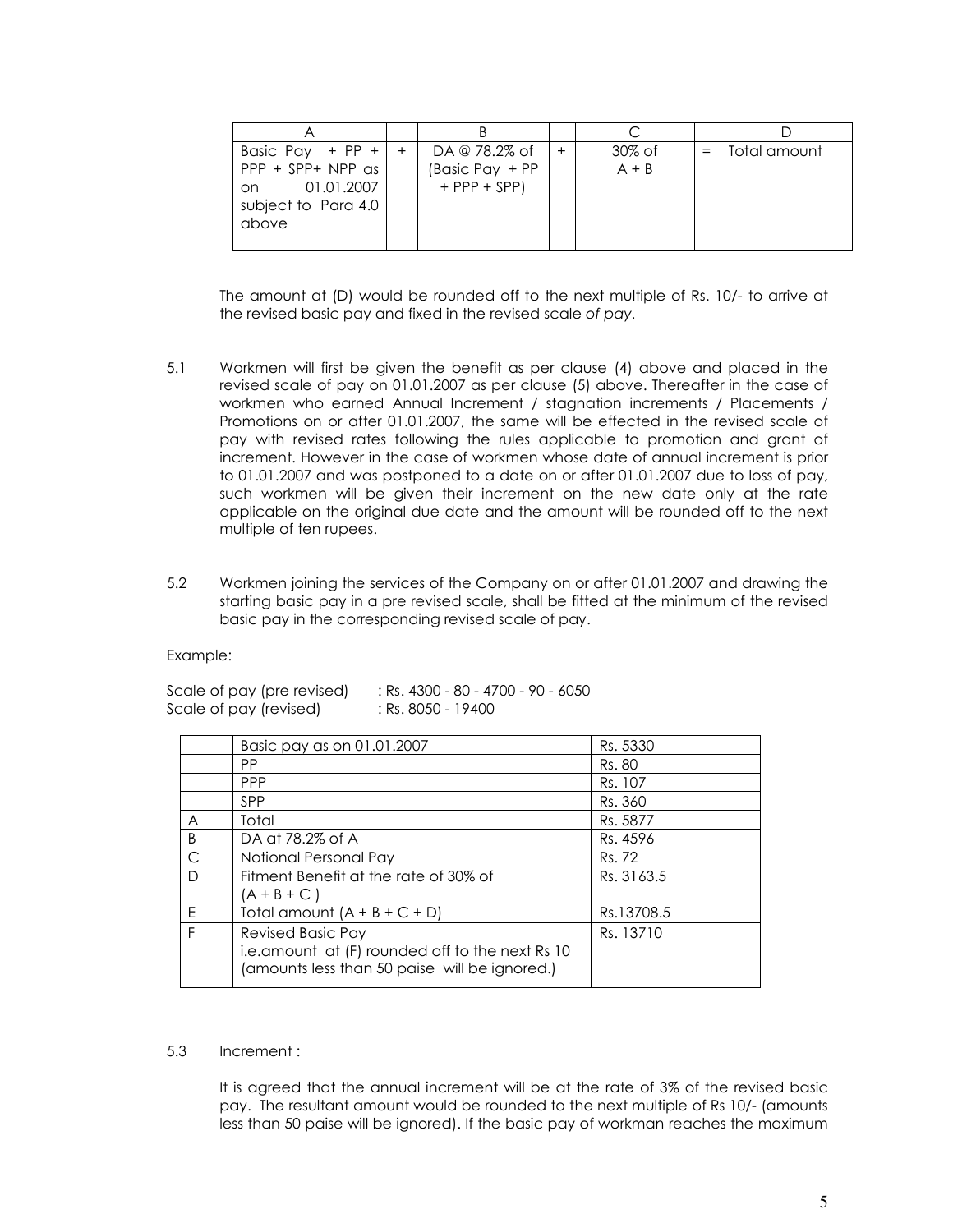| A | | B | | C | | D |
|---|---|---|---|---|---|---|
| Basic Pay + PP + PPP + SPP+ NPP as on 01.01.2007 subject to Para 4.0 above | + | DA @ 78.2% of (Basic Pay + PP + PPP + SPP) | + | 30% of A + B | = | Total amount |

The amount at (D) would be rounded off to the next multiple of Rs. 10/- to arrive at the revised basic pay and fixed in the revised scale *of pay.*

5.1 Workmen will first be given the benefit as per clause (4) above and placed in the revised scale of pay on 01.01.2007 as per clause (5) above. Thereafter in the case of workmen who earned Annual Increment / stagnation increments / Placements / Promotions on or after 01.01.2007, the same will be effected in the revised scale of pay with revised rates following the rules applicable to promotion and grant of increment. However in the case of workmen whose date of annual increment is prior to 01.01.2007 and was postponed to a date on or after 01.01.2007 due to loss of pay, such workmen will be given their increment on the new date only at the rate applicable on the original due date and the amount will be rounded off to the next multiple of ten rupees.

5.2 Workmen joining the services of the Company on or after 01.01.2007 and drawing the starting basic pay in a pre revised scale, shall be fitted at the minimum of the revised basic pay in the corresponding revised scale of pay.

Example:

Scale of pay (pre revised) : Rs. 4300 - 80 - 4700 - 90 - 6050
Scale of pay (revised) : Rs. 8050 - 19400

| | | |
|---|---|---|
| | Basic pay as on 01.01.2007 | Rs. 5330 |
| | PP | Rs. 80 |
| | PPP | Rs. 107 |
| | SPP | Rs. 360 |
| A | Total | Rs. 5877 |
| B | DA at 78.2% of A | Rs. 4596 |
| C | Notional Personal Pay | Rs. 72 |
| D | Fitment Benefit at the rate of 30% of (A + B + C ) | Rs. 3163.5 |
| E | Total amount (A + B + C + D) | Rs.13708.5 |
| F | Revised Basic Pay i.e.amount at (F) rounded off to the next Rs 10 (amounts less than 50 paise will be ignored.) | Rs. 13710 |

5.3 Increment :

It is agreed that the annual increment will be at the rate of 3% of the revised basic pay. The resultant amount would be rounded to the next multiple of Rs 10/- (amounts less than 50 paise will be ignored). If the basic pay of workman reaches the maximum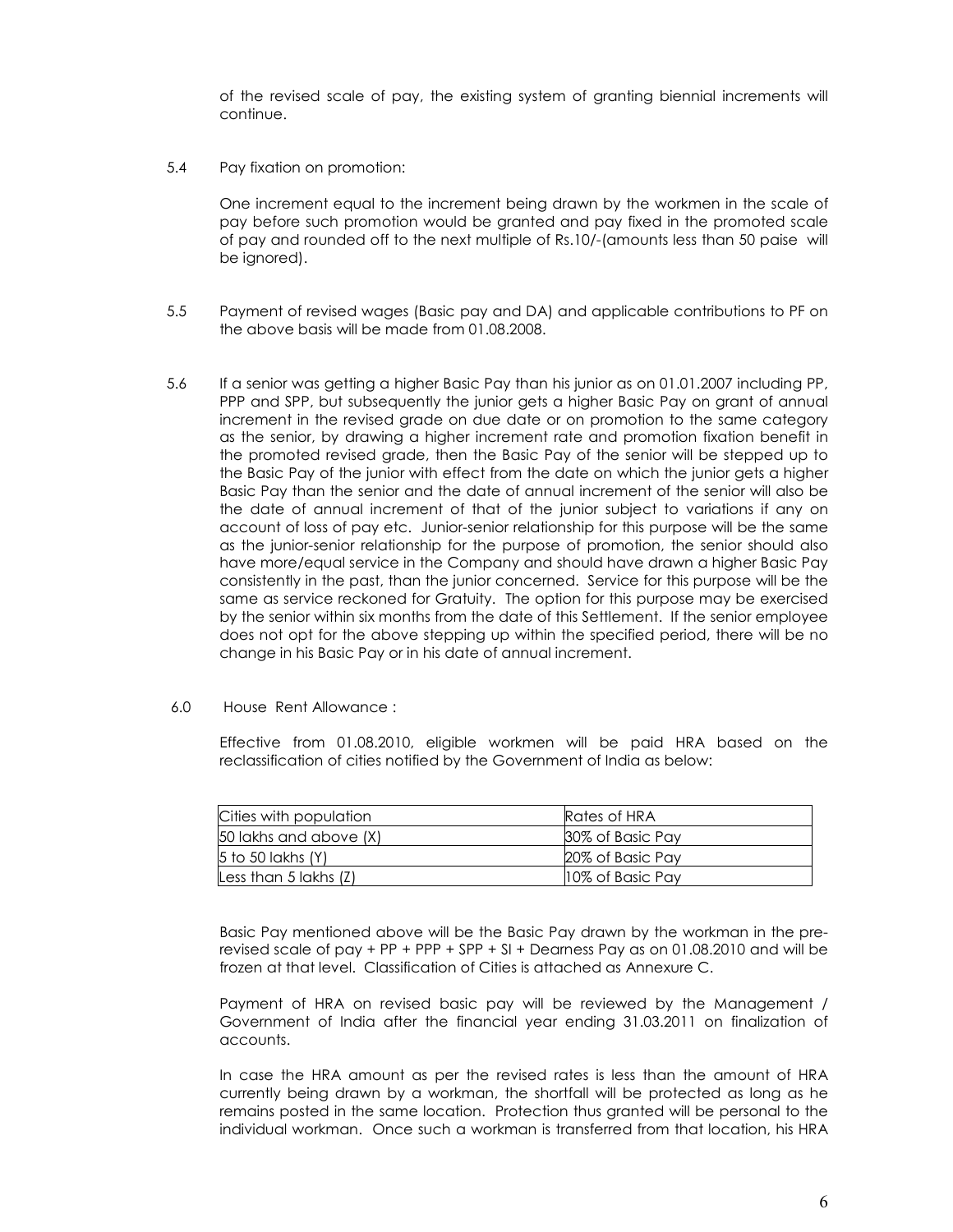of the revised scale of pay, the existing system of granting biennial increments will continue.

5.4 Pay fixation on promotion:

One increment equal to the increment being drawn by the workmen in the scale of pay before such promotion would be granted and pay fixed in the promoted scale of pay and rounded off to the next multiple of Rs.10/-(amounts less than 50 paise will be ignored).

5.5 Payment of revised wages (Basic pay and DA) and applicable contributions to PF on the above basis will be made from 01.08.2008.

5.6 If a senior was getting a higher Basic Pay than his junior as on 01.01.2007 including PP, PPP and SPP, but subsequently the junior gets a higher Basic Pay on grant of annual increment in the revised grade on due date or on promotion to the same category as the senior, by drawing a higher increment rate and promotion fixation benefit in the promoted revised grade, then the Basic Pay of the senior will be stepped up to the Basic Pay of the junior with effect from the date on which the junior gets a higher Basic Pay than the senior and the date of annual increment of the senior will also be the date of annual increment of that of the junior subject to variations if any on account of loss of pay etc. Junior-senior relationship for this purpose will be the same as the junior-senior relationship for the purpose of promotion, the senior should also have more/equal service in the Company and should have drawn a higher Basic Pay consistently in the past, than the junior concerned. Service for this purpose will be the same as service reckoned for Gratuity. The option for this purpose may be exercised by the senior within six months from the date of this Settlement. If the senior employee does not opt for the above stepping up within the specified period, there will be no change in his Basic Pay or in his date of annual increment.

6.0 House Rent Allowance :

Effective from 01.08.2010, eligible workmen will be paid HRA based on the reclassification of cities notified by the Government of India as below:

| Cities with population | Rates of HRA |
|---|---|
| 50 lakhs and above (X) | 30% of Basic Pay |
| 5 to 50 lakhs (Y) | 20% of Basic Pay |
| Less than 5 lakhs (Z) | 10% of Basic Pay |

Basic Pay mentioned above will be the Basic Pay drawn by the workman in the pre-revised scale of pay + PP + PPP + SPP + SI + Dearness Pay as on 01.08.2010 and will be frozen at that level. Classification of Cities is attached as Annexure C.

Payment of HRA on revised basic pay will be reviewed by the Management / Government of India after the financial year ending 31.03.2011 on finalization of accounts.

In case the HRA amount as per the revised rates is less than the amount of HRA currently being drawn by a workman, the shortfall will be protected as long as he remains posted in the same location. Protection thus granted will be personal to the individual workman. Once such a workman is transferred from that location, his HRA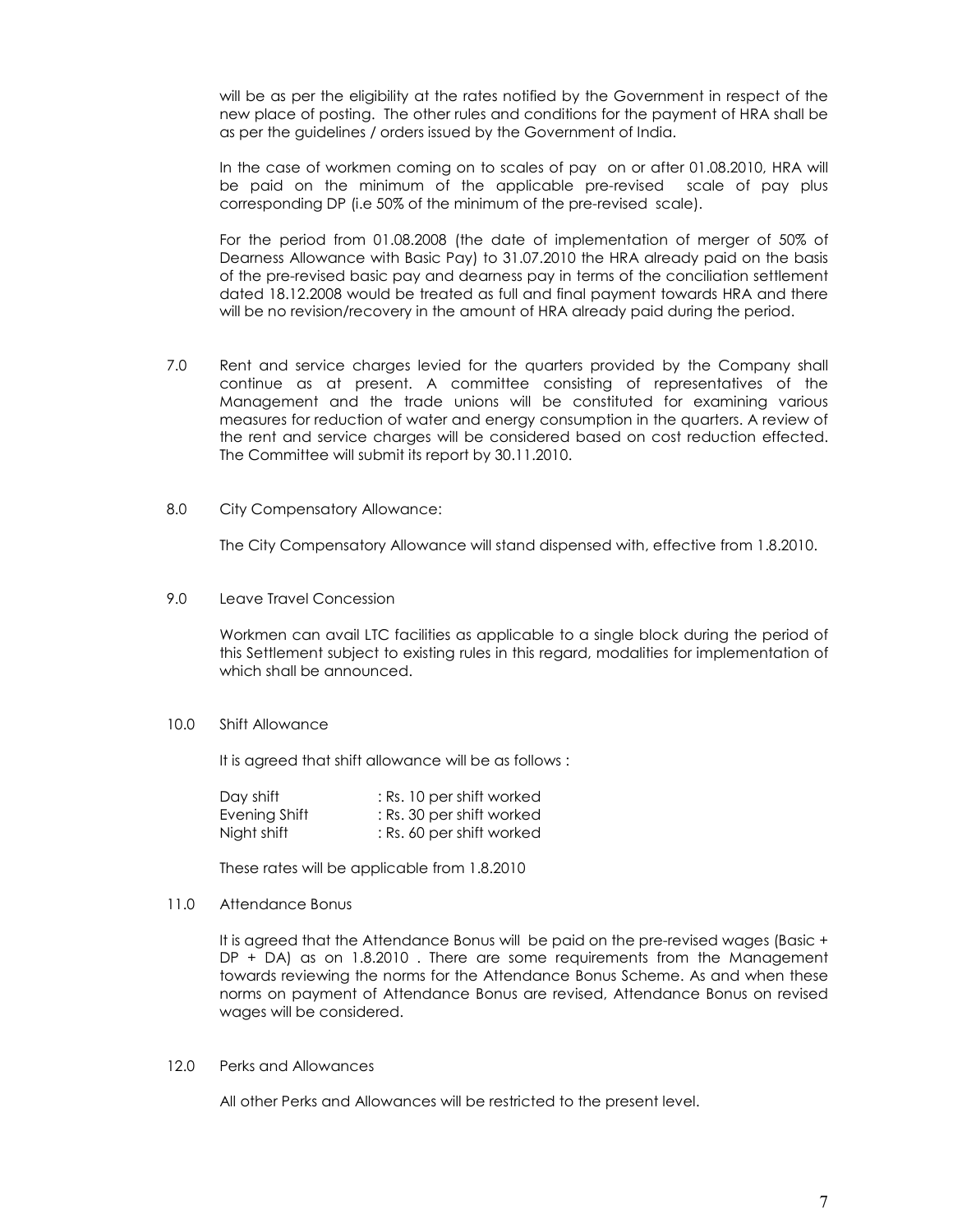will be as per the eligibility at the rates notified by the Government in respect of the new place of posting. The other rules and conditions for the payment of HRA shall be as per the guidelines / orders issued by the Government of India.

In the case of workmen coming on to scales of pay on or after 01.08.2010, HRA will be paid on the minimum of the applicable pre-revised scale of pay plus corresponding DP (i.e 50% of the minimum of the pre-revised scale).

For the period from 01.08.2008 (the date of implementation of merger of 50% of Dearness Allowance with Basic Pay) to 31.07.2010 the HRA already paid on the basis of the pre-revised basic pay and dearness pay in terms of the conciliation settlement dated 18.12.2008 would be treated as full and final payment towards HRA and there will be no revision/recovery in the amount of HRA already paid during the period.

7.0 Rent and service charges levied for the quarters provided by the Company shall continue as at present. A committee consisting of representatives of the Management and the trade unions will be constituted for examining various measures for reduction of water and energy consumption in the quarters. A review of the rent and service charges will be considered based on cost reduction effected. The Committee will submit its report by 30.11.2010.

8.0 City Compensatory Allowance:

The City Compensatory Allowance will stand dispensed with, effective from 1.8.2010.

9.0 Leave Travel Concession

Workmen can avail LTC facilities as applicable to a single block during the period of this Settlement subject to existing rules in this regard, modalities for implementation of which shall be announced.

10.0 Shift Allowance

It is agreed that shift allowance will be as follows :

| | |
|---|---|
| Day shift | : Rs. 10 per shift worked |
| Evening Shift | : Rs. 30 per shift worked |
| Night shift | : Rs. 60 per shift worked |

These rates will be applicable from 1.8.2010

11.0 Attendance Bonus

It is agreed that the Attendance Bonus will be paid on the pre-revised wages (Basic + DP + DA) as on 1.8.2010 . There are some requirements from the Management towards reviewing the norms for the Attendance Bonus Scheme. As and when these norms on payment of Attendance Bonus are revised, Attendance Bonus on revised wages will be considered.

12.0 Perks and Allowances

All other Perks and Allowances will be restricted to the present level.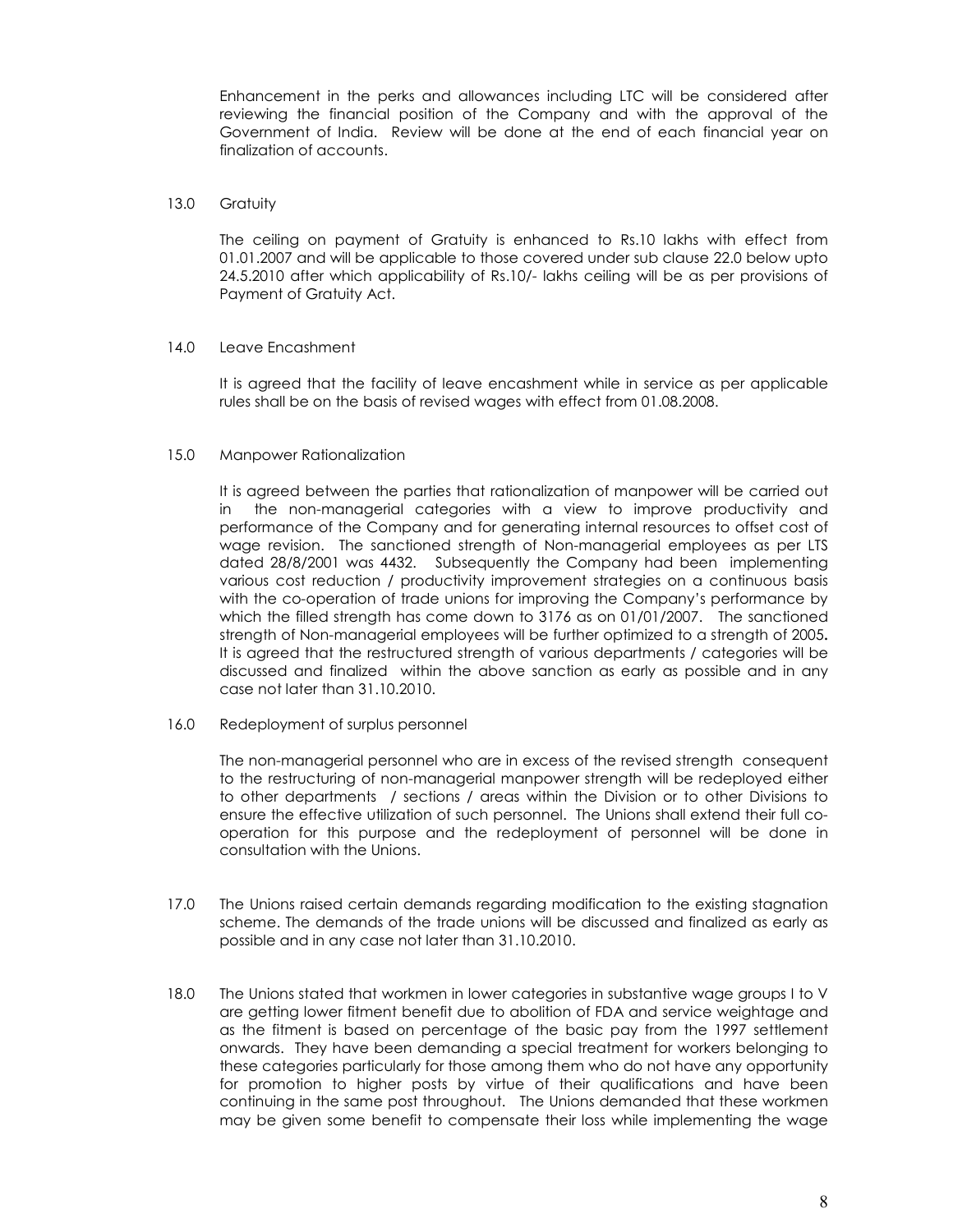Enhancement in the perks and allowances including LTC will be considered after reviewing the financial position of the Company and with the approval of the Government of India. Review will be done at the end of each financial year on finalization of accounts.

13.0 Gratuity

The ceiling on payment of Gratuity is enhanced to Rs.10 lakhs with effect from 01.01.2007 and will be applicable to those covered under sub clause 22.0 below upto 24.5.2010 after which applicability of Rs.10/- lakhs ceiling will be as per provisions of Payment of Gratuity Act.

14.0 Leave Encashment

It is agreed that the facility of leave encashment while in service as per applicable rules shall be on the basis of revised wages with effect from 01.08.2008.

15.0 Manpower Rationalization

It is agreed between the parties that rationalization of manpower will be carried out in the non-managerial categories with a view to improve productivity and performance of the Company and for generating internal resources to offset cost of wage revision. The sanctioned strength of Non-managerial employees as per LTS dated 28/8/2001 was 4432. Subsequently the Company had been implementing various cost reduction / productivity improvement strategies on a continuous basis with the co-operation of trade unions for improving the Company's performance by which the filled strength has come down to 3176 as on 01/01/2007. The sanctioned strength of Non-managerial employees will be further optimized to a strength of 2005. It is agreed that the restructured strength of various departments / categories will be discussed and finalized within the above sanction as early as possible and in any case not later than 31.10.2010.

16.0 Redeployment of surplus personnel

The non-managerial personnel who are in excess of the revised strength consequent to the restructuring of non-managerial manpower strength will be redeployed either to other departments / sections / areas within the Division or to other Divisions to ensure the effective utilization of such personnel. The Unions shall extend their full co-operation for this purpose and the redeployment of personnel will be done in consultation with the Unions.

17.0 The Unions raised certain demands regarding modification to the existing stagnation scheme. The demands of the trade unions will be discussed and finalized as early as possible and in any case not later than 31.10.2010.

18.0 The Unions stated that workmen in lower categories in substantive wage groups I to V are getting lower fitment benefit due to abolition of FDA and service weightage and as the fitment is based on percentage of the basic pay from the 1997 settlement onwards. They have been demanding a special treatment for workers belonging to these categories particularly for those among them who do not have any opportunity for promotion to higher posts by virtue of their qualifications and have been continuing in the same post throughout. The Unions demanded that these workmen may be given some benefit to compensate their loss while implementing the wage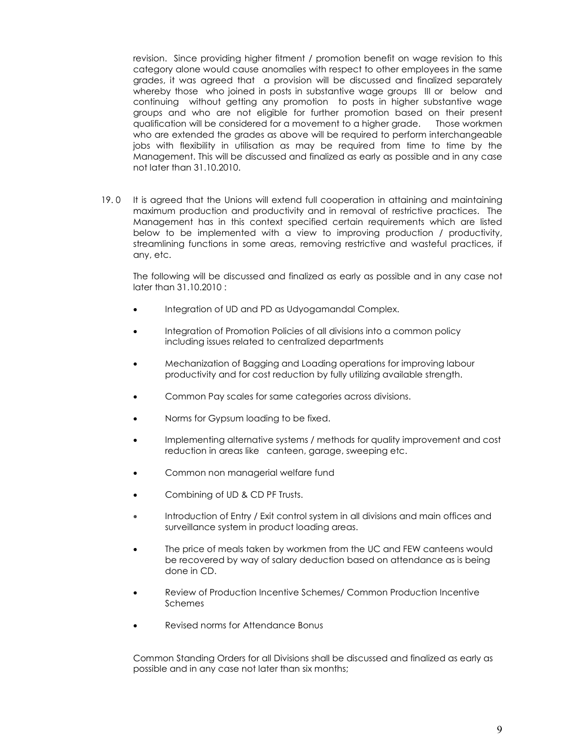revision. Since providing higher fitment / promotion benefit on wage revision to this category alone would cause anomalies with respect to other employees in the same grades, it was agreed that a provision will be discussed and finalized separately whereby those who joined in posts in substantive wage groups III or below and continuing without getting any promotion to posts in higher substantive wage groups and who are not eligible for further promotion based on their present qualification will be considered for a movement to a higher grade. Those workmen who are extended the grades as above will be required to perform interchangeable jobs with flexibility in utilisation as may be required from time to time by the Management. This will be discussed and finalized as early as possible and in any case not later than 31.10.2010.

19.0 It is agreed that the Unions will extend full cooperation in attaining and maintaining maximum production and productivity and in removal of restrictive practices. The Management has in this context specified certain requirements which are listed below to be implemented with a view to improving production / productivity, streamlining functions in some areas, removing restrictive and wasteful practices, if any, etc.

The following will be discussed and finalized as early as possible and in any case not later than 31.10.2010 :

- Integration of UD and PD as Udyogamandal Complex.
- Integration of Promotion Policies of all divisions into a common policy including issues related to centralized departments
- Mechanization of Bagging and Loading operations for improving labour productivity and for cost reduction by fully utilizing available strength.
- Common Pay scales for same categories across divisions.
- Norms for Gypsum loading to be fixed.
- Implementing alternative systems / methods for quality improvement and cost reduction in areas like canteen, garage, sweeping etc.
- Common non managerial welfare fund
- Combining of UD & CD PF Trusts.
- Introduction of Entry / Exit control system in all divisions and main offices and surveillance system in product loading areas.
- The price of meals taken by workmen from the UC and FEW canteens would be recovered by way of salary deduction based on attendance as is being done in CD.
- Review of Production Incentive Schemes/ Common Production Incentive Schemes
- Revised norms for Attendance Bonus

Common Standing Orders for all Divisions shall be discussed and finalized as early as possible and in any case not later than six months;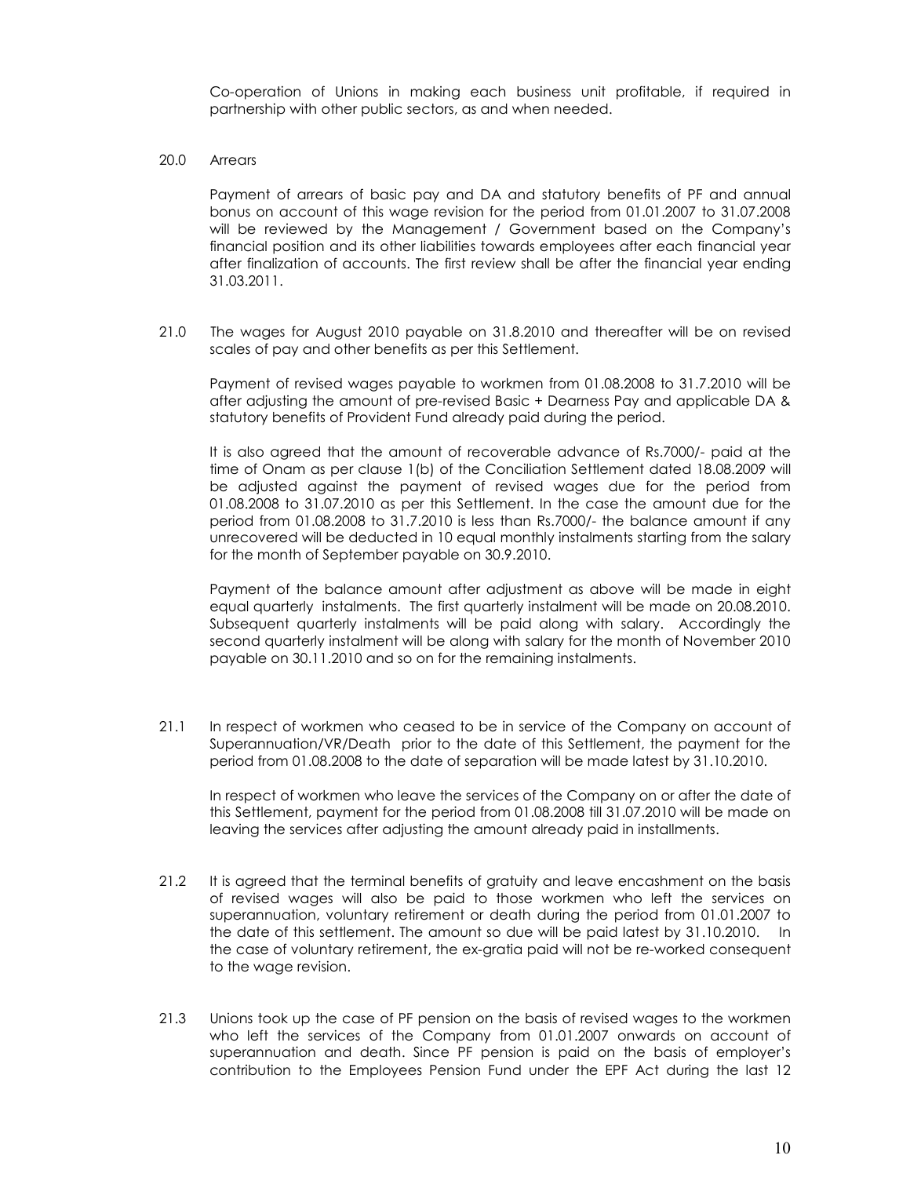Co-operation of Unions in making each business unit profitable, if required in partnership with other public sectors, as and when needed.

20.0 Arrears

Payment of arrears of basic pay and DA and statutory benefits of PF and annual bonus on account of this wage revision for the period from 01.01.2007 to 31.07.2008 will be reviewed by the Management / Government based on the Company's financial position and its other liabilities towards employees after each financial year after finalization of accounts. The first review shall be after the financial year ending 31.03.2011.

21.0 The wages for August 2010 payable on 31.8.2010 and thereafter will be on revised scales of pay and other benefits as per this Settlement.

Payment of revised wages payable to workmen from 01.08.2008 to 31.7.2010 will be after adjusting the amount of pre-revised Basic + Dearness Pay and applicable DA & statutory benefits of Provident Fund already paid during the period.

It is also agreed that the amount of recoverable advance of Rs.7000/- paid at the time of Onam as per clause 1(b) of the Conciliation Settlement dated 18.08.2009 will be adjusted against the payment of revised wages due for the period from 01.08.2008 to 31.07.2010 as per this Settlement. In the case the amount due for the period from 01.08.2008 to 31.7.2010 is less than Rs.7000/- the balance amount if any unrecovered will be deducted in 10 equal monthly instalments starting from the salary for the month of September payable on 30.9.2010.

Payment of the balance amount after adjustment as above will be made in eight equal quarterly instalments. The first quarterly instalment will be made on 20.08.2010. Subsequent quarterly instalments will be paid along with salary. Accordingly the second quarterly instalment will be along with salary for the month of November 2010 payable on 30.11.2010 and so on for the remaining instalments.

21.1 In respect of workmen who ceased to be in service of the Company on account of Superannuation/VR/Death prior to the date of this Settlement, the payment for the period from 01.08.2008 to the date of separation will be made latest by 31.10.2010.

In respect of workmen who leave the services of the Company on or after the date of this Settlement, payment for the period from 01.08.2008 till 31.07.2010 will be made on leaving the services after adjusting the amount already paid in installments.

21.2 It is agreed that the terminal benefits of gratuity and leave encashment on the basis of revised wages will also be paid to those workmen who left the services on superannuation, voluntary retirement or death during the period from 01.01.2007 to the date of this settlement. The amount so due will be paid latest by 31.10.2010. In the case of voluntary retirement, the ex-gratia paid will not be re-worked consequent to the wage revision.

21.3 Unions took up the case of PF pension on the basis of revised wages to the workmen who left the services of the Company from 01.01.2007 onwards on account of superannuation and death. Since PF pension is paid on the basis of employer's contribution to the Employees Pension Fund under the EPF Act during the last 12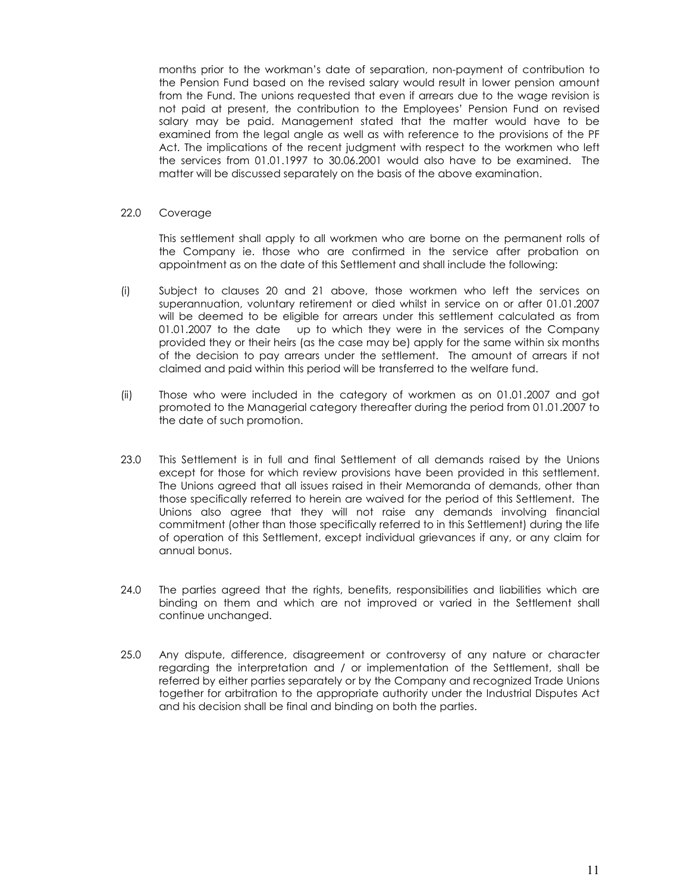months prior to the workman's date of separation, non-payment of contribution to the Pension Fund based on the revised salary would result in lower pension amount from the Fund. The unions requested that even if arrears due to the wage revision is not paid at present, the contribution to the Employees' Pension Fund on revised salary may be paid. Management stated that the matter would have to be examined from the legal angle as well as with reference to the provisions of the PF Act. The implications of the recent judgment with respect to the workmen who left the services from 01.01.1997 to 30.06.2001 would also have to be examined. The matter will be discussed separately on the basis of the above examination.

22.0 Coverage

This settlement shall apply to all workmen who are borne on the permanent rolls of the Company ie. those who are confirmed in the service after probation on appointment as on the date of this Settlement and shall include the following:

(i) Subject to clauses 20 and 21 above, those workmen who left the services on superannuation, voluntary retirement or died whilst in service on or after 01.01.2007 will be deemed to be eligible for arrears under this settlement calculated as from 01.01.2007 to the date up to which they were in the services of the Company provided they or their heirs (as the case may be) apply for the same within six months of the decision to pay arrears under the settlement. The amount of arrears if not claimed and paid within this period will be transferred to the welfare fund.

(ii) Those who were included in the category of workmen as on 01.01.2007 and got promoted to the Managerial category thereafter during the period from 01.01.2007 to the date of such promotion.

23.0 This Settlement is in full and final Settlement of all demands raised by the Unions except for those for which review provisions have been provided in this settlement. The Unions agreed that all issues raised in their Memoranda of demands, other than those specifically referred to herein are waived for the period of this Settlement. The Unions also agree that they will not raise any demands involving financial commitment (other than those specifically referred to in this Settlement) during the life of operation of this Settlement, except individual grievances if any, or any claim for annual bonus.

24.0 The parties agreed that the rights, benefits, responsibilities and liabilities which are binding on them and which are not improved or varied in the Settlement shall continue unchanged.

25.0 Any dispute, difference, disagreement or controversy of any nature or character regarding the interpretation and / or implementation of the Settlement, shall be referred by either parties separately or by the Company and recognized Trade Unions together for arbitration to the appropriate authority under the Industrial Disputes Act and his decision shall be final and binding on both the parties.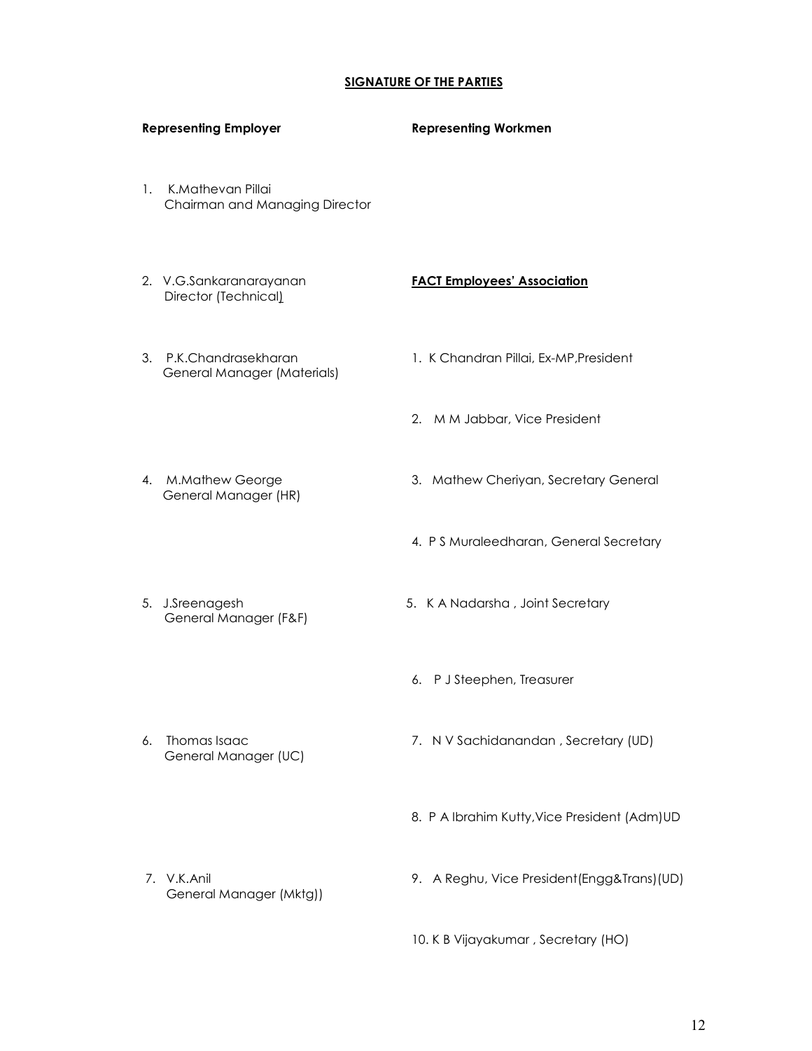**SIGNATURE OF THE PARTIES**

| Representing Employer | Representing Workmen |
|---|---|
| 1. K.Mathevan Pillai<br>Chairman and Managing Director | |
| 2. V.G.Sankaranarayanan<br>Director (Technical) | **FACT Employees' Association** |
| 3. P.K.Chandrasekharan<br>General Manager (Materials) | 1. K Chandran Pillai, Ex-MP,President |
| | 2. M M Jabbar, Vice President |
| 4. M.Mathew George<br>General Manager (HR) | 3. Mathew Cheriyan, Secretary General |
| | 4. P S Muraleedharan, General Secretary |
| 5. J.Sreenagesh<br>General Manager (F&F) | 5. K A Nadarsha , Joint Secretary |
| | 6. P J Steephen, Treasurer |
| 6. Thomas Isaac<br>General Manager (UC) | 7. N V Sachidanandan , Secretary (UD) |
| | 8. P A Ibrahim Kutty,Vice President (Adm)UD |
| 7. V.K.Anil<br>General Manager (Mktg)) | 9. A Reghu, Vice President(Engg&Trans)(UD) |
| | 10. K B Vijayakumar , Secretary (HO) |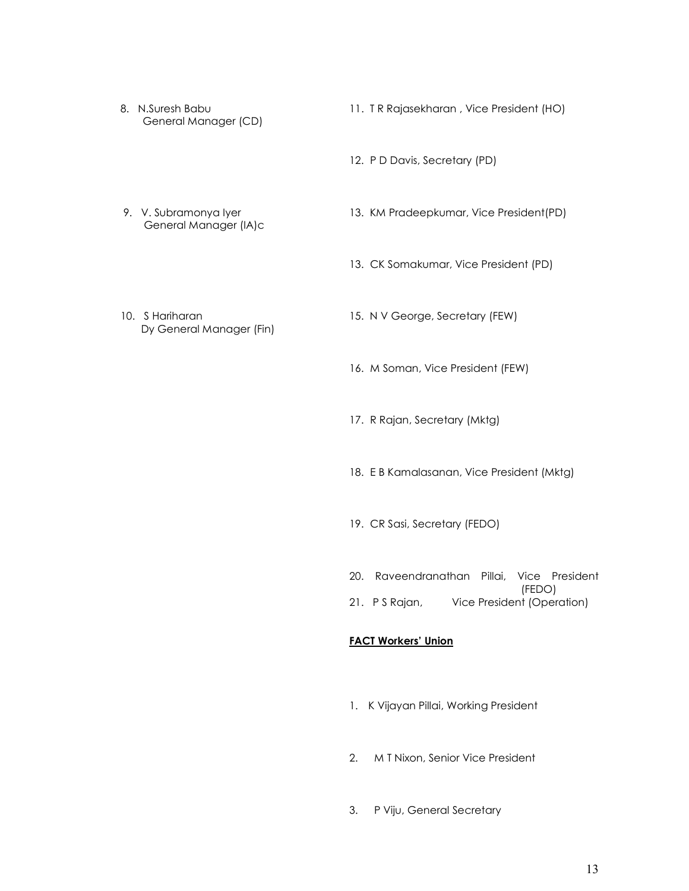8. N.Suresh Babu
   General Manager (CD)

9. V. Subramonya Iyer
   General Manager (IA)c

10. S Hariharan
    Dy General Manager (Fin)

11. T R Rajasekharan , Vice President (HO)

12. P D Davis, Secretary (PD)

13. KM Pradeepkumar, Vice President(PD)

13. CK Somakumar, Vice President (PD)

15. N V George, Secretary (FEW)

16. M Soman, Vice President (FEW)

17. R Rajan, Secretary (Mktg)

18. E B Kamalasanan, Vice President (Mktg)

19. CR Sasi, Secretary (FEDO)

20. Raveendranathan Pillai, Vice President (FEDO)

21. P S Rajan, Vice President (Operation)

**FACT Workers' Union**

1. K Vijayan Pillai, Working President

2. M T Nixon, Senior Vice President

3. P Viju, General Secretary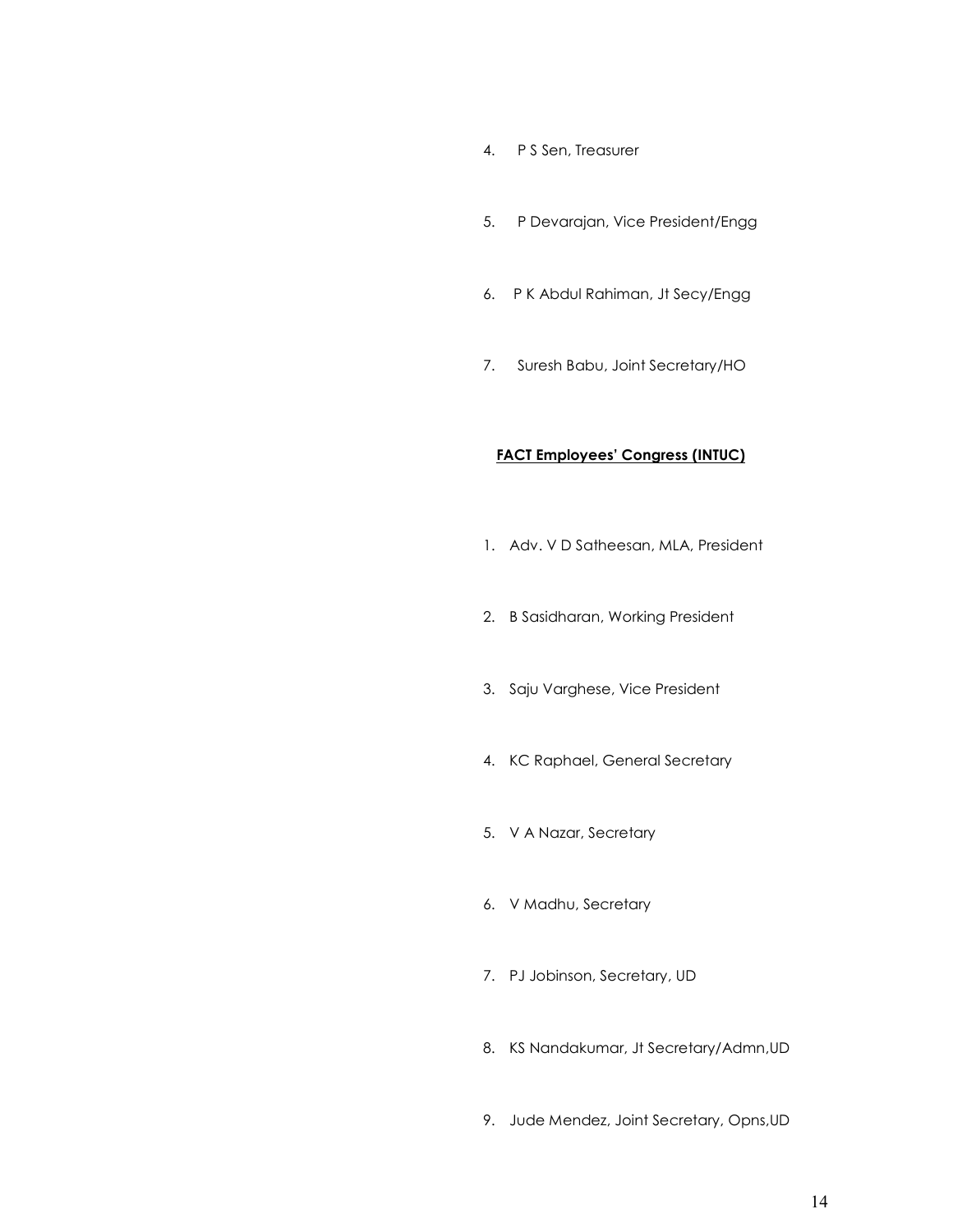4. P S Sen, Treasurer

5. P Devarajan, Vice President/Engg

6. P K Abdul Rahiman, Jt Secy/Engg

7. Suresh Babu, Joint Secretary/HO

**<u>FACT Employees' Congress (INTUC)</u>**

1. Adv. V D Satheesan, MLA, President

2. B Sasidharan, Working President

3. Saju Varghese, Vice President

4. KC Raphael, General Secretary

5. V A Nazar, Secretary

6. V Madhu, Secretary

7. PJ Jobinson, Secretary, UD

8. KS Nandakumar, Jt Secretary/Admn,UD

9. Jude Mendez, Joint Secretary, Opns,UD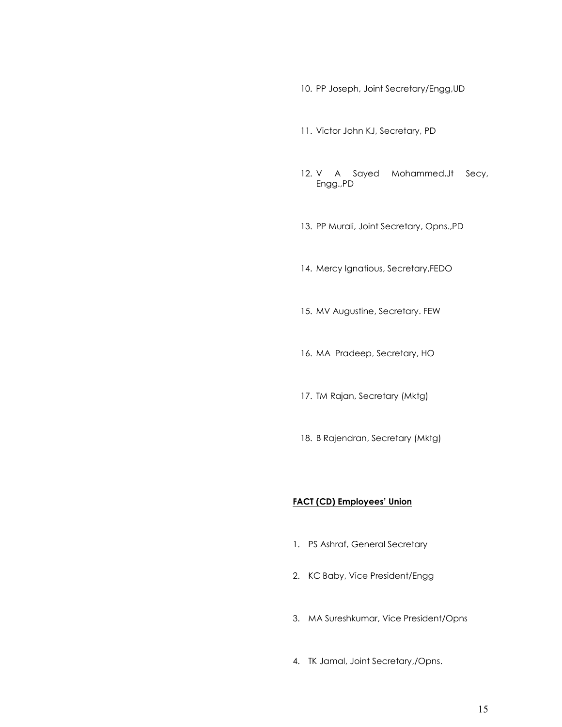10. PP Joseph, Joint Secretary/Engg,UD

11. Victor John KJ, Secretary, PD

12. V A Sayed Mohammed,Jt Secy, Engg.,PD

13. PP Murali, Joint Secretary, Opns.,PD

14. Mercy Ignatious, Secretary,FEDO

15. MV Augustine, Secretary. FEW

16. MA Pradeep, Secretary, HO

17. TM Rajan, Secretary (Mktg)

18. B Rajendran, Secretary (Mktg)

**FACT (CD) Employees' Union**

1. PS Ashraf, General Secretary

2. KC Baby, Vice President/Engg

3. MA Sureshkumar, Vice President/Opns

4. TK Jamal, Joint Secretary,/Opns.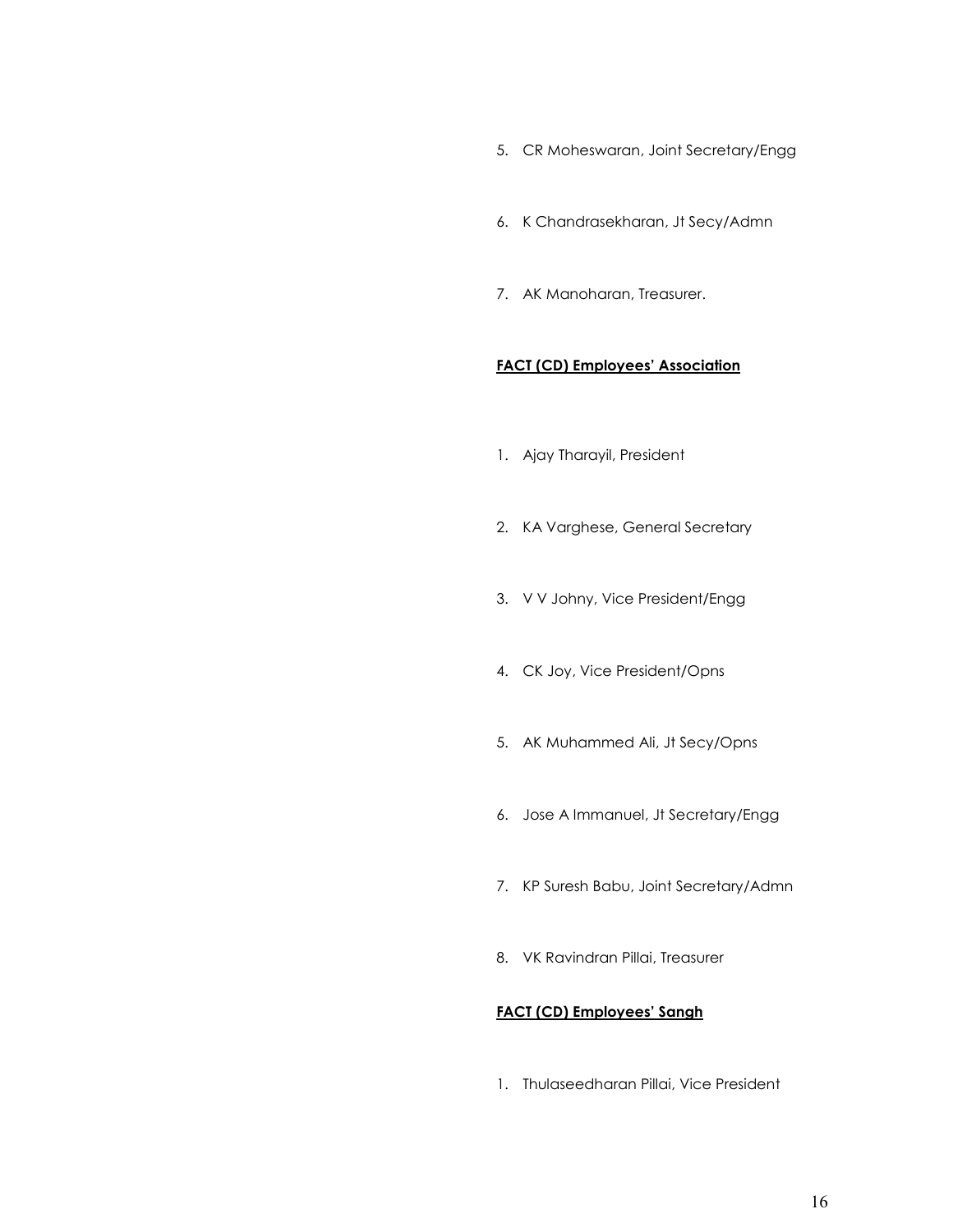5. CR Moheswaran, Joint Secretary/Engg

6. K Chandrasekharan, Jt Secy/Admn

7. AK Manoharan, Treasurer.

**FACT (CD) Employees' Association**

1. Ajay Tharayil, President

2. KA Varghese, General Secretary

3. V V Johny, Vice President/Engg

4. CK Joy, Vice President/Opns

5. AK Muhammed Ali, Jt Secy/Opns

6. Jose A Immanuel, Jt Secretary/Engg

7. KP Suresh Babu, Joint Secretary/Admn

8. VK Ravindran Pillai, Treasurer

**FACT (CD) Employees' Sangh**

1. Thulaseedharan Pillai, Vice President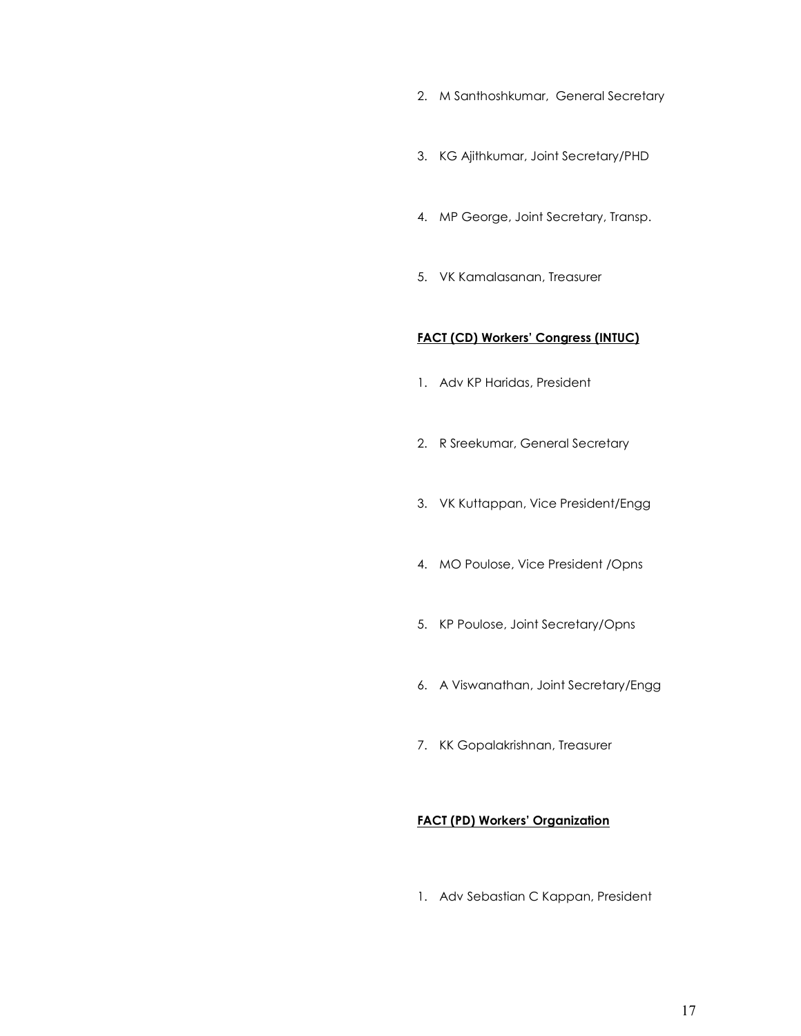2. M Santhoshkumar, General Secretary

3. KG Ajithkumar, Joint Secretary/PHD

4. MP George, Joint Secretary, Transp.

5. VK Kamalasanan, Treasurer

**FACT (CD) Workers' Congress (INTUC)**

1. Adv KP Haridas, President

2. R Sreekumar, General Secretary

3. VK Kuttappan, Vice President/Engg

4. MO Poulose, Vice President /Opns

5. KP Poulose, Joint Secretary/Opns

6. A Viswanathan, Joint Secretary/Engg

7. KK Gopalakrishnan, Treasurer

**FACT (PD) Workers' Organization**

1. Adv Sebastian C Kappan, President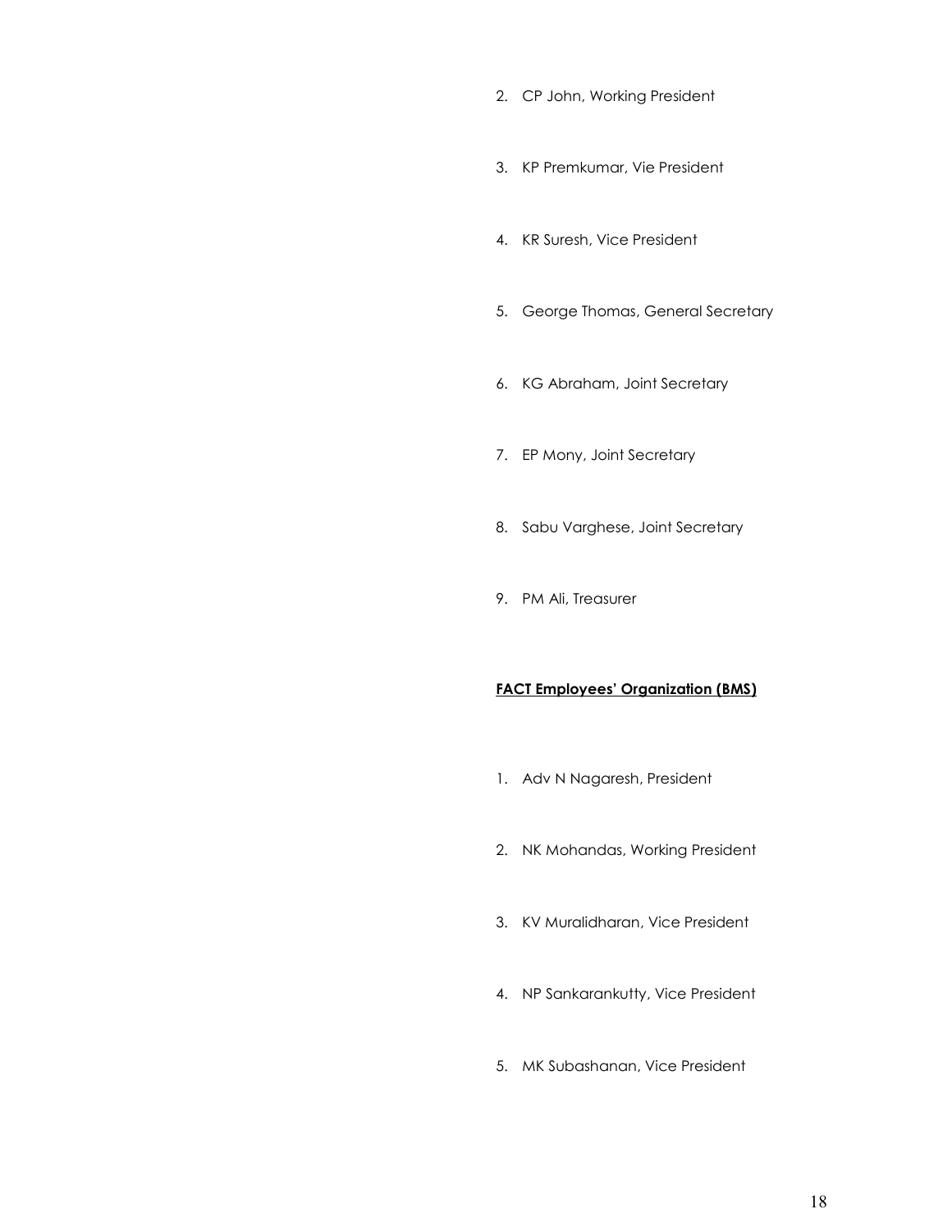2. CP John, Working President

3. KP Premkumar, Vie President

4. KR Suresh, Vice President

5. George Thomas, General Secretary

6. KG Abraham, Joint Secretary

7. EP Mony, Joint Secretary

8. Sabu Varghese, Joint Secretary

9. PM Ali, Treasurer

**FACT Employees' Organization (BMS)**

1. Adv N Nagaresh, President

2. NK Mohandas, Working President

3. KV Muralidharan, Vice President

4. NP Sankarankutty, Vice President

5. MK Subashanan, Vice President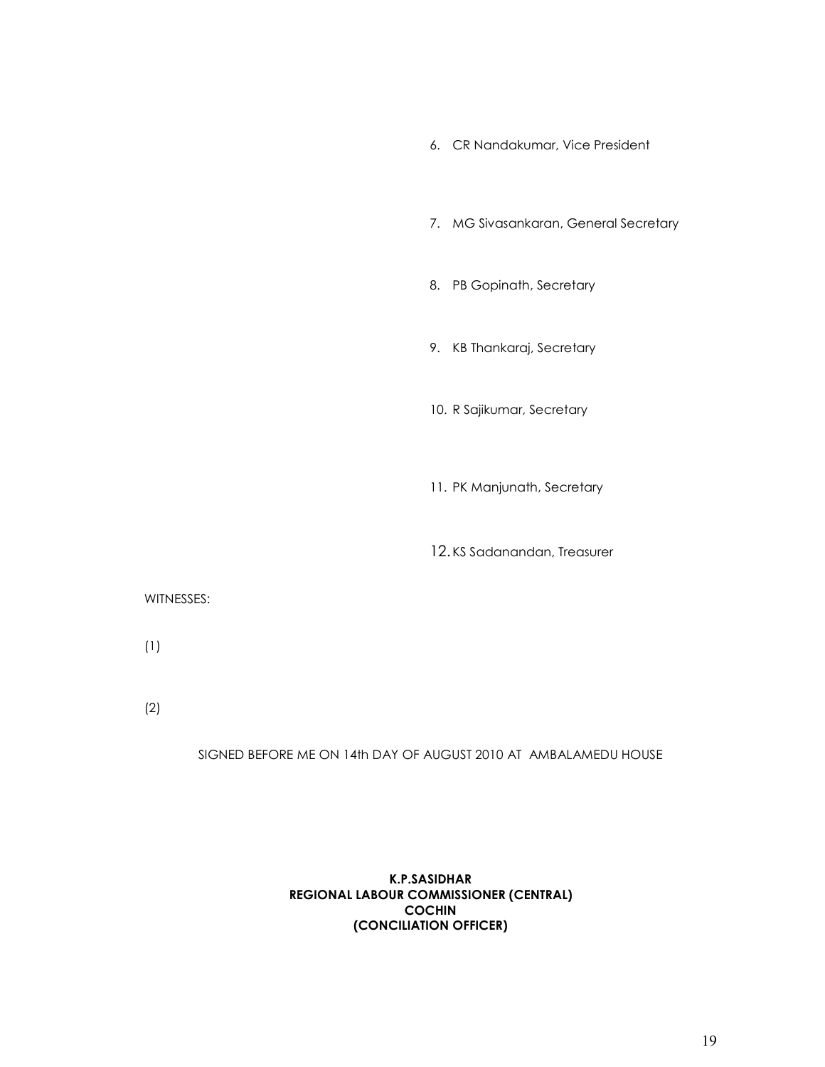6. CR Nandakumar, Vice President

7. MG Sivasankaran, General Secretary

8. PB Gopinath, Secretary

9. KB Thankaraj, Secretary

10. R Sajikumar, Secretary

11. PK Manjunath, Secretary

12. KS Sadanandan, Treasurer

WITNESSES:

(1)

(2)

SIGNED BEFORE ME ON 14th DAY OF AUGUST 2010 AT AMBALAMEDU HOUSE

**K.P.SASIDHAR**
**REGIONAL LABOUR COMMISSIONER (CENTRAL)**
**COCHIN**
**(CONCILIATION OFFICER)**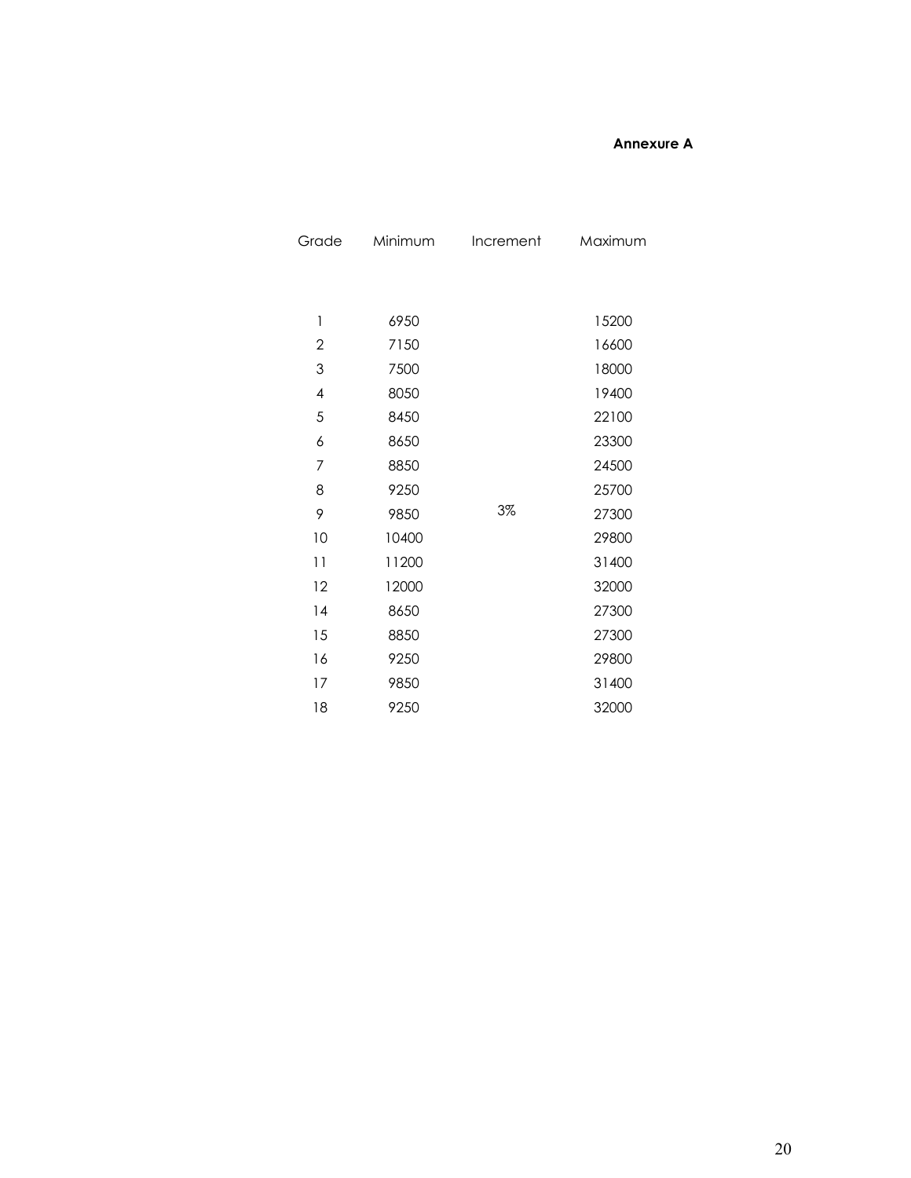**Annexure A**

| Grade | Minimum | Increment | Maximum |
|---|---|---|---|
| 1 | 6950 | | 15200 |
| 2 | 7150 | | 16600 |
| 3 | 7500 | | 18000 |
| 4 | 8050 | | 19400 |
| 5 | 8450 | | 22100 |
| 6 | 8650 | | 23300 |
| 7 | 8850 | | 24500 |
| 8 | 9250 | | 25700 |
| 9 | 9850 | 3% | 27300 |
| 10 | 10400 | | 29800 |
| 11 | 11200 | | 31400 |
| 12 | 12000 | | 32000 |
| 14 | 8650 | | 27300 |
| 15 | 8850 | | 27300 |
| 16 | 9250 | | 29800 |
| 17 | 9850 | | 31400 |
| 18 | 9250 | | 32000 |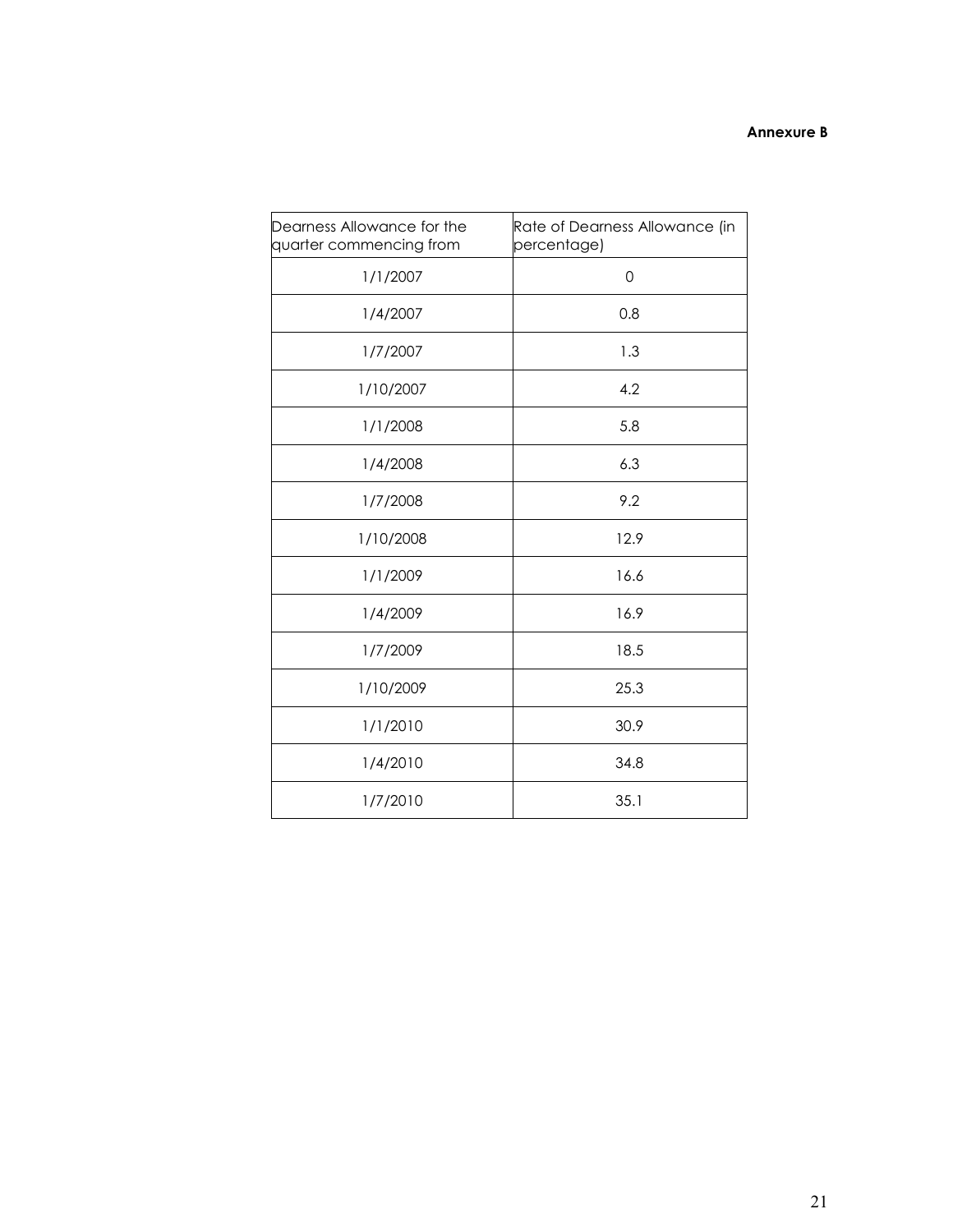**Annexure B**

| Dearness Allowance for the quarter commencing from | Rate of Dearness Allowance (in percentage) |
|---|---|
| 1/1/2007 | 0 |
| 1/4/2007 | 0.8 |
| 1/7/2007 | 1.3 |
| 1/10/2007 | 4.2 |
| 1/1/2008 | 5.8 |
| 1/4/2008 | 6.3 |
| 1/7/2008 | 9.2 |
| 1/10/2008 | 12.9 |
| 1/1/2009 | 16.6 |
| 1/4/2009 | 16.9 |
| 1/7/2009 | 18.5 |
| 1/10/2009 | 25.3 |
| 1/1/2010 | 30.9 |
| 1/4/2010 | 34.8 |
| 1/7/2010 | 35.1 |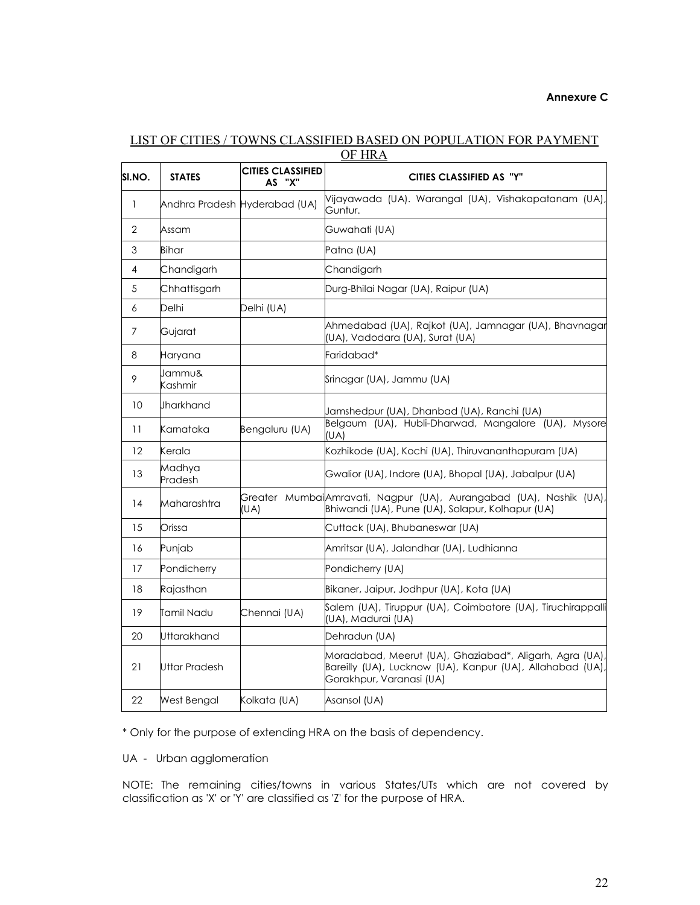**Annexure C**

## LIST OF CITIES / TOWNS CLASSIFIED BASED ON POPULATION FOR PAYMENT OF HRA

| Sl.NO. | STATES | CITIES CLASSIFIED AS "X" | CITIES CLASSIFIED AS "Y" |
|---|---|---|---|
| 1 | Andhra Pradesh | Hyderabad (UA) | Vijayawada (UA). Warangal (UA), Vishakapatanam (UA), Guntur. |
| 2 | Assam | | Guwahati (UA) |
| 3 | Bihar | | Patna (UA) |
| 4 | Chandigarh | | Chandigarh |
| 5 | Chhattisgarh | | Durg-Bhilai Nagar (UA), Raipur (UA) |
| 6 | Delhi | Delhi (UA) | |
| 7 | Gujarat | | Ahmedabad (UA), Rajkot (UA), Jamnagar (UA), Bhavnagar (UA), Vadodara (UA), Surat (UA) |
| 8 | Haryana | | Faridabad* |
| 9 | Jammu& Kashmir | | Srinagar (UA), Jammu (UA) |
| 10 | Jharkhand | | Jamshedpur (UA), Dhanbad (UA), Ranchi (UA) |
| 11 | Karnataka | Bengaluru (UA) | Belgaum (UA), Hubli-Dharwad, Mangalore (UA), Mysore (UA) |
| 12 | Kerala | | Kozhikode (UA), Kochi (UA), Thiruvananthapuram (UA) |
| 13 | Madhya Pradesh | | Gwalior (UA), Indore (UA), Bhopal (UA), Jabalpur (UA) |
| 14 | Maharashtra | Greater Mumbai (UA) | Amravati, Nagpur (UA), Aurangabad (UA), Nashik (UA), Bhiwandi (UA), Pune (UA), Solapur, Kolhapur (UA) |
| 15 | Orissa | | Cuttack (UA), Bhubaneswar (UA) |
| 16 | Punjab | | Amritsar (UA), Jalandhar (UA), Ludhianna |
| 17 | Pondicherry | | Pondicherry (UA) |
| 18 | Rajasthan | | Bikaner, Jaipur, Jodhpur (UA), Kota (UA) |
| 19 | Tamil Nadu | Chennai (UA) | Salem (UA), Tiruppur (UA), Coimbatore (UA), Tiruchirappalli (UA), Madurai (UA) |
| 20 | Uttarakhand | | Dehradun (UA) |
| 21 | Uttar Pradesh | | Moradabad, Meerut (UA), Ghaziabad*, Aligarh, Agra (UA), Bareilly (UA), Lucknow (UA), Kanpur (UA), Allahabad (UA), Gorakhpur, Varanasi (UA) |
| 22 | West Bengal | Kolkata (UA) | Asansol (UA) |

* Only for the purpose of extending HRA on the basis of dependency.

UA - Urban agglomeration

NOTE: The remaining cities/towns in various States/UTs which are not covered by classification as 'X' or 'Y' are classified as 'Z' for the purpose of HRA.